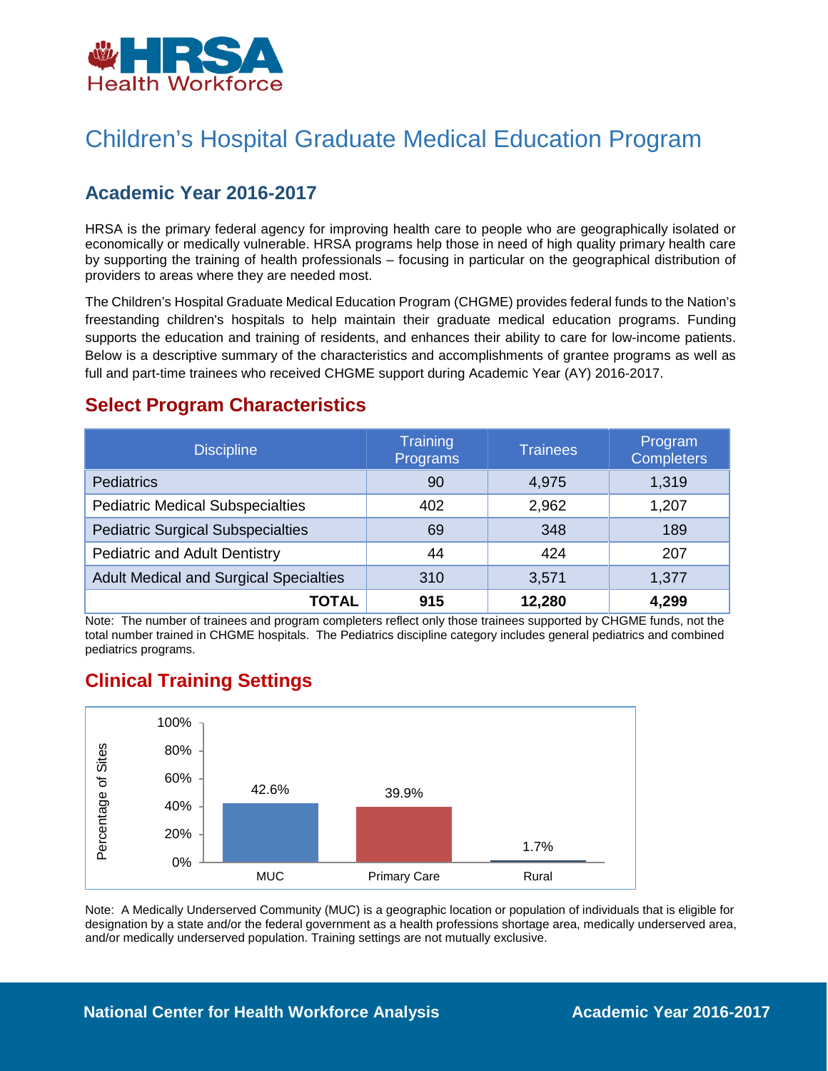HRSA Health Workforce

# Children's Hospital Graduate Medical Education Program

## Academic Year 2016-2017

HRSA is the primary federal agency for improving health care to people who are geographically isolated or economically or medically vulnerable. HRSA programs help those in need of high quality primary health care by supporting the training of health professionals – focusing in particular on the geographical distribution of providers to areas where they are needed most.

The Children's Hospital Graduate Medical Education Program (CHGME) provides federal funds to the Nation's freestanding children's hospitals to help maintain their graduate medical education programs. Funding supports the education and training of residents, and enhances their ability to care for low-income patients. Below is a descriptive summary of the characteristics and accomplishments of grantee programs as well as full and part-time trainees who received CHGME support during Academic Year (AY) 2016-2017.

## Select Program Characteristics

| Discipline | Training Programs | Trainees | Program Completers |
|---|---|---|---|
| Pediatrics | 90 | 4,975 | 1,319 |
| Pediatric Medical Subspecialties | 402 | 2,962 | 1,207 |
| Pediatric Surgical Subspecialties | 69 | 348 | 189 |
| Pediatric and Adult Dentistry | 44 | 424 | 207 |
| Adult Medical and Surgical Specialties | 310 | 3,571 | 1,377 |
| **TOTAL** | **915** | **12,280** | **4,299** |

Note: The number of trainees and program completers reflect only those trainees supported by CHGME funds, not the total number trained in CHGME hospitals. The Pediatrics discipline category includes general pediatrics and combined pediatrics programs.

## Clinical Training Settings

| Setting | Percentage of Sites |
|---|---|
| MUC | 42.6% |
| Primary Care | 39.9% |
| Rural | 1.7% |

Note: A Medically Underserved Community (MUC) is a geographic location or population of individuals that is eligible for designation by a state and/or the federal government as a health professions shortage area, medically underserved area, and/or medically underserved population. Training settings are not mutually exclusive.

National Center for Health Workforce Analysis

Academic Year 2016-2017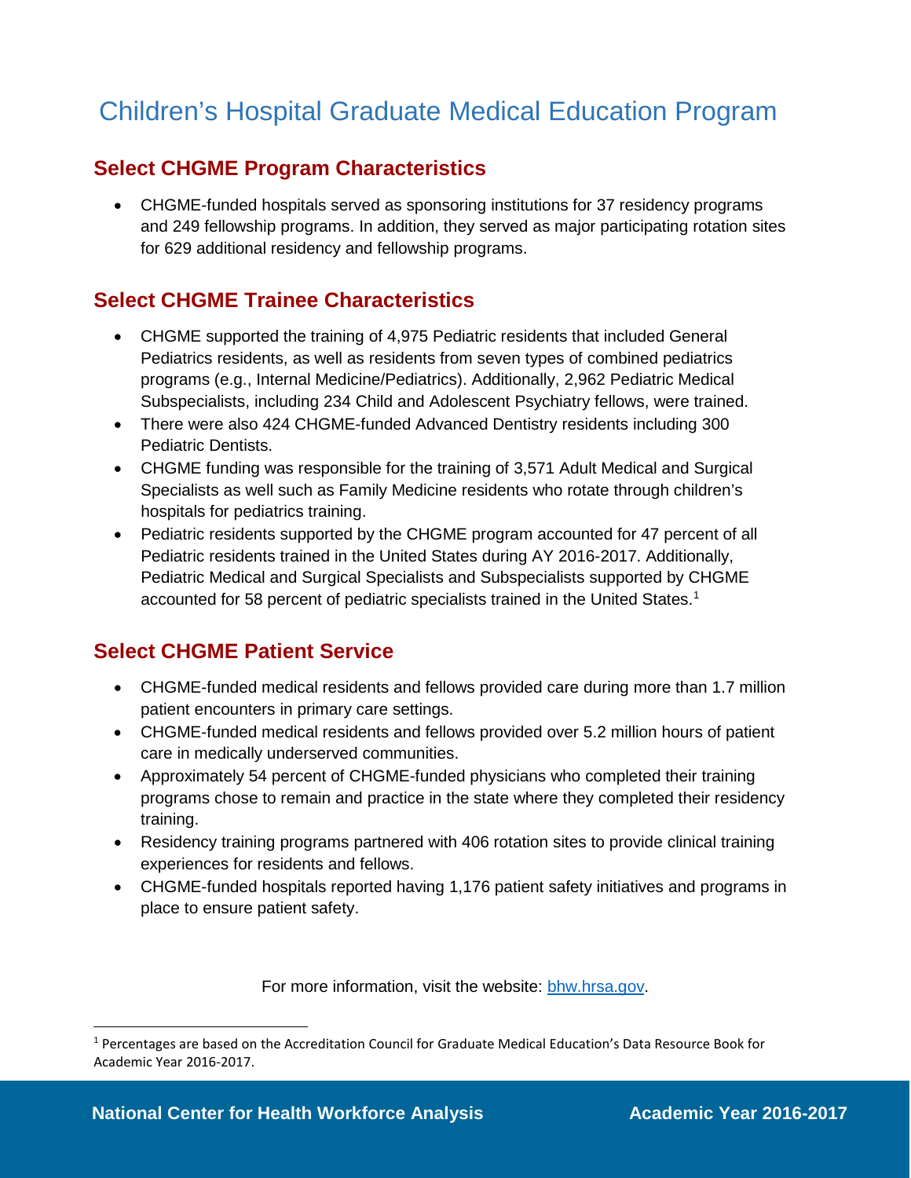# Children's Hospital Graduate Medical Education Program

## Select CHGME Program Characteristics

- CHGME-funded hospitals served as sponsoring institutions for 37 residency programs and 249 fellowship programs. In addition, they served as major participating rotation sites for 629 additional residency and fellowship programs.

## Select CHGME Trainee Characteristics

- CHGME supported the training of 4,975 Pediatric residents that included General Pediatrics residents, as well as residents from seven types of combined pediatrics programs (e.g., Internal Medicine/Pediatrics). Additionally, 2,962 Pediatric Medical Subspecialists, including 234 Child and Adolescent Psychiatry fellows, were trained.
- There were also 424 CHGME-funded Advanced Dentistry residents including 300 Pediatric Dentists.
- CHGME funding was responsible for the training of 3,571 Adult Medical and Surgical Specialists as well such as Family Medicine residents who rotate through children's hospitals for pediatrics training.
- Pediatric residents supported by the CHGME program accounted for 47 percent of all Pediatric residents trained in the United States during AY 2016-2017. Additionally, Pediatric Medical and Surgical Specialists and Subspecialists supported by CHGME accounted for 58 percent of pediatric specialists trained in the United States.[1]

## Select CHGME Patient Service

- CHGME-funded medical residents and fellows provided care during more than 1.7 million patient encounters in primary care settings.
- CHGME-funded medical residents and fellows provided over 5.2 million hours of patient care in medically underserved communities.
- Approximately 54 percent of CHGME-funded physicians who completed their training programs chose to remain and practice in the state where they completed their residency training.
- Residency training programs partnered with 406 rotation sites to provide clinical training experiences for residents and fellows.
- CHGME-funded hospitals reported having 1,176 patient safety initiatives and programs in place to ensure patient safety.

For more information, visit the website: [bhw.hrsa.gov](https://bhw.hrsa.gov).

[1] Percentages are based on the Accreditation Council for Graduate Medical Education's Data Resource Book for Academic Year 2016-2017.